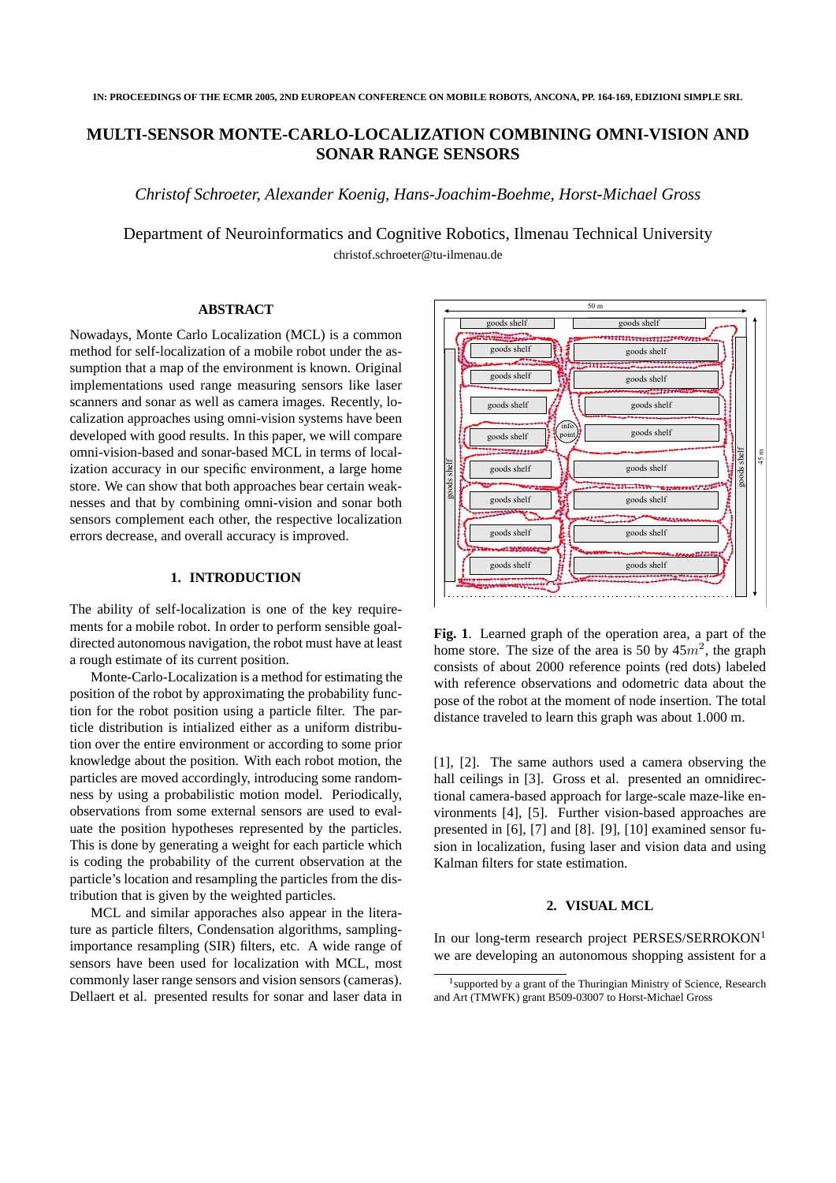IN: PROCEEDINGS OF THE ECMR 2005, 2ND EUROPEAN CONFERENCE ON MOBILE ROBOTS, ANCONA, PP. 164-169, EDIZIONI SIMPLE SRL

# MULTI-SENSOR MONTE-CARLO-LOCALIZATION COMBINING OMNI-VISION AND SONAR RANGE SENSORS

*Christof Schroeter, Alexander Koenig, Hans-Joachim-Boehme, Horst-Michael Gross*

Department of Neuroinformatics and Cognitive Robotics, Ilmenau Technical University
christof.schroeter@tu-ilmenau.de

## ABSTRACT

Nowadays, Monte Carlo Localization (MCL) is a common method for self-localization of a mobile robot under the assumption that a map of the environment is known. Original implementations used range measuring sensors like laser scanners and sonar as well as camera images. Recently, localization approaches using omni-vision systems have been developed with good results. In this paper, we will compare omni-vision-based and sonar-based MCL in terms of localization accuracy in our specific environment, a large home store. We can show that both approaches bear certain weaknesses and that by combining omni-vision and sonar both sensors complement each other, the respective localization errors decrease, and overall accuracy is improved.

## 1. INTRODUCTION

The ability of self-localization is one of the key requirements for a mobile robot. In order to perform sensible goal-directed autonomous navigation, the robot must have at least a rough estimate of its current position.

Monte-Carlo-Localization is a method for estimating the position of the robot by approximating the probability function for the robot position using a particle filter. The particle distribution is intialized either as a uniform distribution over the entire environment or according to some prior knowledge about the position. With each robot motion, the particles are moved accordingly, introducing some randomness by using a probabilistic motion model. Periodically, observations from some external sensors are used to evaluate the position hypotheses represented by the particles. This is done by generating a weight for each particle which is coding the probability of the current observation at the particle's location and resampling the particles from the distribution that is given by the weighted particles.

MCL and similar approaches also appear in the literature as particle filters, Condensation algorithms, sampling-importance resampling (SIR) filters, etc. A wide range of sensors have been used for localization with MCL, most commonly laser range sensors and vision sensors (cameras). Dellaert et al. presented results for sonar and laser data in [1], [2]. The same authors used a camera observing the hall ceilings in [3]. Gross et al. presented an omnidirectional camera-based approach for large-scale maze-like environments [4], [5]. Further vision-based approaches are presented in [6], [7] and [8]. [9], [10] examined sensor fusion in localization, fusing laser and vision data and using Kalman filters for state estimation.

**Fig. 1**. Learned graph of the operation area, a part of the home store. The size of the area is 50 by 45$m^2$, the graph consists of about 2000 reference points (red dots) labeled with reference observations and odometric data about the pose of the robot at the moment of node insertion. The total distance traveled to learn this graph was about 1.000 m.

## 2. VISUAL MCL

In our long-term research project PERSES/SERROKON[1] we are developing an autonomous shopping assistent for a

[1] supported by a grant of the Thuringian Ministry of Science, Research and Art (TMWFK) grant B509-03007 to Horst-Michael Gross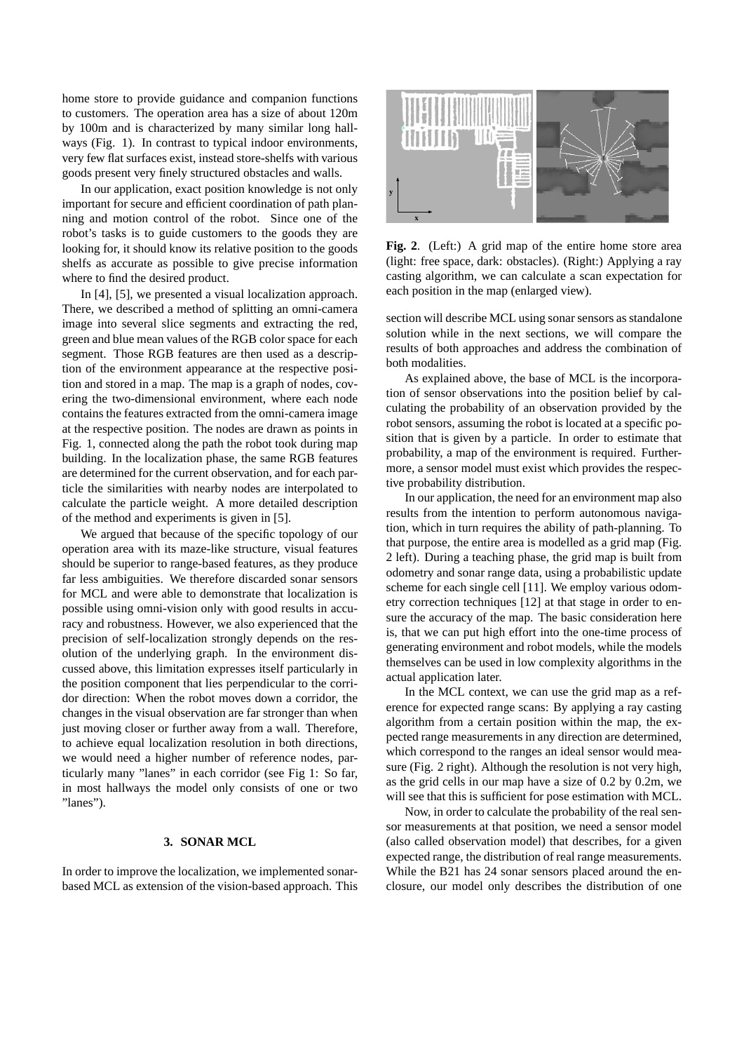home store to provide guidance and companion functions to customers. The operation area has a size of about 120m by 100m and is characterized by many similar long hallways (Fig. 1). In contrast to typical indoor environments, very few flat surfaces exist, instead store-shelfs with various goods present very finely structured obstacles and walls.

In our application, exact position knowledge is not only important for secure and efficient coordination of path planning and motion control of the robot. Since one of the robot's tasks is to guide customers to the goods they are looking for, it should know its relative position to the goods shelfs as accurate as possible to give precise information where to find the desired product.

In [4], [5], we presented a visual localization approach. There, we described a method of splitting an omni-camera image into several slice segments and extracting the red, green and blue mean values of the RGB color space for each segment. Those RGB features are then used as a description of the environment appearance at the respective position and stored in a map. The map is a graph of nodes, covering the two-dimensional environment, where each node contains the features extracted from the omni-camera image at the respective position. The nodes are drawn as points in Fig. 1, connected along the path the robot took during map building. In the localization phase, the same RGB features are determined for the current observation, and for each particle the similarities with nearby nodes are interpolated to calculate the particle weight. A more detailed description of the method and experiments is given in [5].

We argued that because of the specific topology of our operation area with its maze-like structure, visual features should be superior to range-based features, as they produce far less ambiguities. We therefore discarded sonar sensors for MCL and were able to demonstrate that localization is possible using omni-vision only with good results in accuracy and robustness. However, we also experienced that the precision of self-localization strongly depends on the resolution of the underlying graph. In the environment discussed above, this limitation expresses itself particularly in the position component that lies perpendicular to the corridor direction: When the robot moves down a corridor, the changes in the visual observation are far stronger than when just moving closer or further away from a wall. Therefore, to achieve equal localization resolution in both directions, we would need a higher number of reference nodes, particularly many "lanes" in each corridor (see Fig 1: So far, in most hallways the model only consists of one or two "lanes").

## 3. SONAR MCL

In order to improve the localization, we implemented sonar-based MCL as extension of the vision-based approach. This section will describe MCL using sonar sensors as standalone solution while in the next sections, we will compare the results of both approaches and address the combination of both modalities.

**Fig. 2**. (Left:) A grid map of the entire home store area (light: free space, dark: obstacles). (Right:) Applying a ray casting algorithm, we can calculate a scan expectation for each position in the map (enlarged view).

As explained above, the base of MCL is the incorporation of sensor observations into the position belief by calculating the probability of an observation provided by the robot sensors, assuming the robot is located at a specific position that is given by a particle. In order to estimate that probability, a map of the environment is required. Furthermore, a sensor model must exist which provides the respective probability distribution.

In our application, the need for an environment map also results from the intention to perform autonomous navigation, which in turn requires the ability of path-planning. To that purpose, the entire area is modelled as a grid map (Fig. 2 left). During a teaching phase, the grid map is built from odometry and sonar range data, using a probabilistic update scheme for each single cell [11]. We employ various odometry correction techniques [12] at that stage in order to ensure the accuracy of the map. The basic consideration here is, that we can put high effort into the one-time process of generating environment and robot models, while the models themselves can be used in low complexity algorithms in the actual application later.

In the MCL context, we can use the grid map as a reference for expected range scans: By applying a ray casting algorithm from a certain position within the map, the expected range measurements in any direction are determined, which correspond to the ranges an ideal sensor would measure (Fig. 2 right). Although the resolution is not very high, as the grid cells in our map have a size of 0.2 by 0.2m, we will see that this is sufficient for pose estimation with MCL.

Now, in order to calculate the probability of the real sensor measurements at that position, we need a sensor model (also called observation model) that describes, for a given expected range, the distribution of real range measurements. While the B21 has 24 sonar sensors placed around the enclosure, our model only describes the distribution of one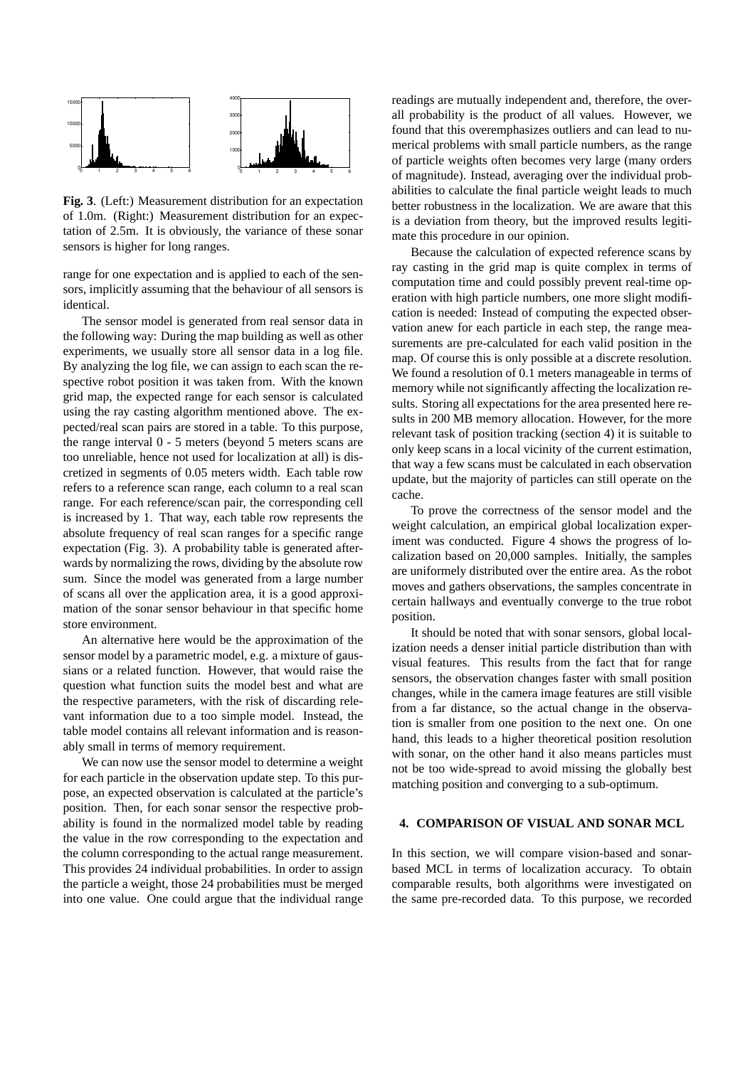**Fig. 3**. (Left:) Measurement distribution for an expectation of 1.0m. (Right:) Measurement distribution for an expectation of 2.5m. It is obviously, the variance of these sonar sensors is higher for long ranges.

range for one expectation and is applied to each of the sensors, implicitly assuming that the behaviour of all sensors is identical.

The sensor model is generated from real sensor data in the following way: During the map building as well as other experiments, we usually store all sensor data in a log file. By analyzing the log file, we can assign to each scan the respective robot position it was taken from. With the known grid map, the expected range for each sensor is calculated using the ray casting algorithm mentioned above. The expected/real scan pairs are stored in a table. To this purpose, the range interval 0 - 5 meters (beyond 5 meters scans are too unreliable, hence not used for localization at all) is discretized in segments of 0.05 meters width. Each table row refers to a reference scan range, each column to a real scan range. For each reference/scan pair, the corresponding cell is increased by 1. That way, each table row represents the absolute frequency of real scan ranges for a specific range expectation (Fig. 3). A probability table is generated afterwards by normalizing the rows, dividing by the absolute row sum. Since the model was generated from a large number of scans all over the application area, it is a good approximation of the sonar sensor behaviour in that specific home store environment.

An alternative here would be the approximation of the sensor model by a parametric model, e.g. a mixture of gaussians or a related function. However, that would raise the question what function suits the model best and what are the respective parameters, with the risk of discarding relevant information due to a too simple model. Instead, the table model contains all relevant information and is reasonably small in terms of memory requirement.

We can now use the sensor model to determine a weight for each particle in the observation update step. To this purpose, an expected observation is calculated at the particle's position. Then, for each sonar sensor the respective probability is found in the normalized model table by reading the value in the row corresponding to the expectation and the column corresponding to the actual range measurement. This provides 24 individual probabilities. In order to assign the particle a weight, those 24 probabilities must be merged into one value. One could argue that the individual range readings are mutually independent and, therefore, the overall probability is the product of all values. However, we found that this overemphasizes outliers and can lead to numerical problems with small particle numbers, as the range of particle weights often becomes very large (many orders of magnitude). Instead, averaging over the individual probabilities to calculate the final particle weight leads to much better robustness in the localization. We are aware that this is a deviation from theory, but the improved results legitimate this procedure in our opinion.

Because the calculation of expected reference scans by ray casting in the grid map is quite complex in terms of computation time and could possibly prevent real-time operation with high particle numbers, one more slight modification is needed: Instead of computing the expected observation anew for each particle in each step, the range measurements are pre-calculated for each valid position in the map. Of course this is only possible at a discrete resolution. We found a resolution of 0.1 meters manageable in terms of memory while not significantly affecting the localization results. Storing all expectations for the area presented here results in 200 MB memory allocation. However, for the more relevant task of position tracking (section 4) it is suitable to only keep scans in a local vicinity of the current estimation, that way a few scans must be calculated in each observation update, but the majority of particles can still operate on the cache.

To prove the correctness of the sensor model and the weight calculation, an empirical global localization experiment was conducted. Figure 4 shows the progress of localization based on 20,000 samples. Initially, the samples are uniformely distributed over the entire area. As the robot moves and gathers observations, the samples concentrate in certain hallways and eventually converge to the true robot position.

It should be noted that with sonar sensors, global localization needs a denser initial particle distribution than with visual features. This results from the fact that for range sensors, the observation changes faster with small position changes, while in the camera image features are still visible from a far distance, so the actual change in the observation is smaller from one position to the next one. On one hand, this leads to a higher theoretical position resolution with sonar, on the other hand it also means particles must not be too wide-spread to avoid missing the globally best matching position and converging to a sub-optimum.

## 4. COMPARISON OF VISUAL AND SONAR MCL

In this section, we will compare vision-based and sonar-based MCL in terms of localization accuracy. To obtain comparable results, both algorithms were investigated on the same pre-recorded data. To this purpose, we recorded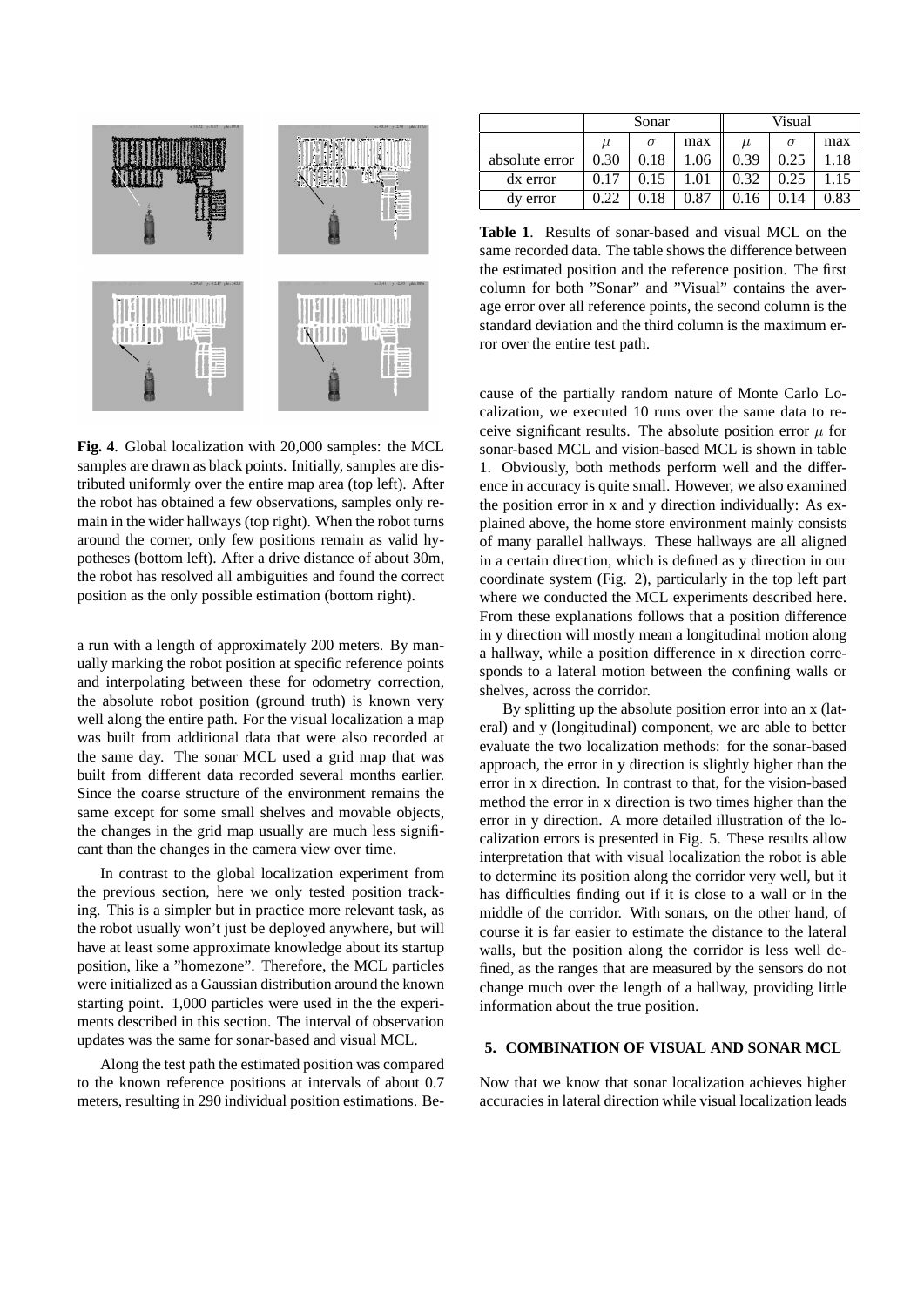**Fig. 4**. Global localization with 20,000 samples: the MCL samples are drawn as black points. Initially, samples are distributed uniformly over the entire map area (top left). After the robot has obtained a few observations, samples only remain in the wider hallways (top right). When the robot turns around the corner, only few positions remain as valid hypotheses (bottom left). After a drive distance of about 30m, the robot has resolved all ambiguities and found the correct position as the only possible estimation (bottom right).

a run with a length of approximately 200 meters. By manually marking the robot position at specific reference points and interpolating between these for odometry correction, the absolute robot position (ground truth) is known very well along the entire path. For the visual localization a map was built from additional data that were also recorded at the same day. The sonar MCL used a grid map that was built from different data recorded several months earlier. Since the coarse structure of the environment remains the same except for some small shelves and movable objects, the changes in the grid map usually are much less significant than the changes in the camera view over time.

In contrast to the global localization experiment from the previous section, here we only tested position tracking. This is a simpler but in practice more relevant task, as the robot usually won't just be deployed anywhere, but will have at least some approximate knowledge about its startup position, like a "homezone". Therefore, the MCL particles were initialized as a Gaussian distribution around the known starting point. 1,000 particles were used in the the experiments described in this section. The interval of observation updates was the same for sonar-based and visual MCL.

Along the test path the estimated position was compared to the known reference positions at intervals of about 0.7 meters, resulting in 290 individual position estimations. Because of the partially random nature of Monte Carlo Localization, we executed 10 runs over the same data to receive significant results. The absolute position error $\mu$ for sonar-based MCL and vision-based MCL is shown in table 1. Obviously, both methods perform well and the difference in accuracy is quite small. However, we also examined the position error in x and y direction individually: As explained above, the home store environment mainly consists of many parallel hallways. These hallways are all aligned in a certain direction, which is defined as y direction in our coordinate system (Fig. 2), particularly in the top left part where we conducted the MCL experiments described here. From these explanations follows that a position difference in y direction will mostly mean a longitudinal motion along a hallway, while a position difference in x direction corresponds to a lateral motion between the confining walls or shelves, across the corridor.

|  | Sonar | | | Visual | | |
|---|---|---|---|---|---|---|
|  | $\mu$ | $\sigma$ | max | $\mu$ | $\sigma$ | max |
| absolute error | 0.30 | 0.18 | 1.06 | 0.39 | 0.25 | 1.18 |
| dx error | 0.17 | 0.15 | 1.01 | 0.32 | 0.25 | 1.15 |
| dy error | 0.22 | 0.18 | 0.87 | 0.16 | 0.14 | 0.83 |

**Table 1**. Results of sonar-based and visual MCL on the same recorded data. The table shows the difference between the estimated position and the reference position. The first column for both "Sonar" and "Visual" contains the average error over all reference points, the second column is the standard deviation and the third column is the maximum error over the entire test path.

By splitting up the absolute position error into an x (lateral) and y (longitudinal) component, we are able to better evaluate the two localization methods: for the sonar-based approach, the error in y direction is slightly higher than the error in x direction. In contrast to that, for the vision-based method the error in x direction is two times higher than the error in y direction. A more detailed illustration of the localization errors is presented in Fig. 5. These results allow interpretation that with visual localization the robot is able to determine its position along the corridor very well, but it has difficulties finding out if it is close to a wall or in the middle of the corridor. With sonars, on the other hand, of course it is far easier to estimate the distance to the lateral walls, but the position along the corridor is less well defined, as the ranges that are measured by the sensors do not change much over the length of a hallway, providing little information about the true position.

## 5. COMBINATION OF VISUAL AND SONAR MCL

Now that we know that sonar localization achieves higher accuracies in lateral direction while visual localization leads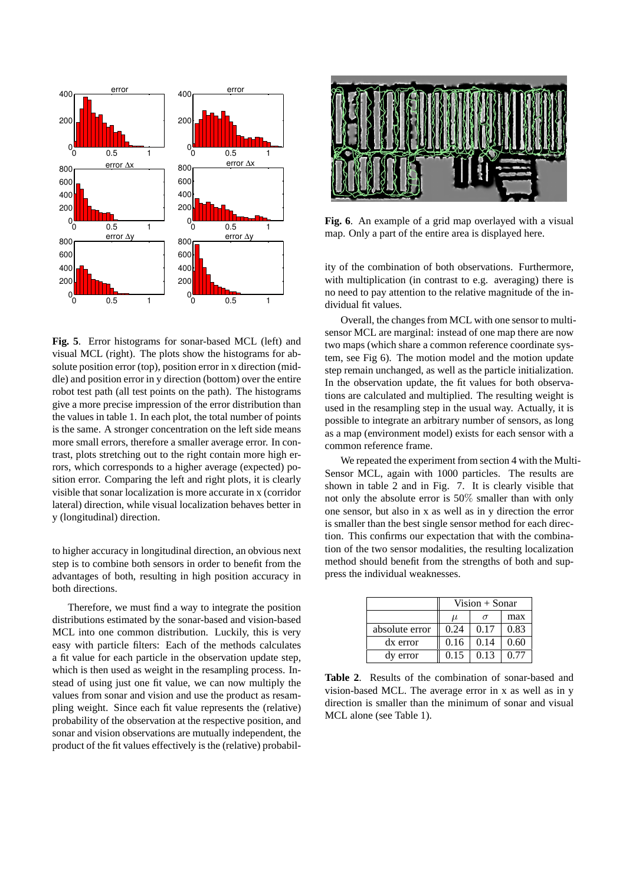**Fig. 5**. Error histograms for sonar-based MCL (left) and visual MCL (right). The plots show the histograms for absolute position error (top), position error in x direction (middle) and position error in y direction (bottom) over the entire robot test path (all test points on the path). The histograms give a more precise impression of the error distribution than the values in table 1. In each plot, the total number of points is the same. A stronger concentration on the left side means more small errors, therefore a smaller average error. In contrast, plots stretching out to the right contain more high errors, which corresponds to a higher average (expected) position error. Comparing the left and right plots, it is clearly visible that sonar localization is more accurate in x (corridor lateral) direction, while visual localization behaves better in y (longitudinal) direction.

to higher accuracy in longitudinal direction, an obvious next step is to combine both sensors in order to benefit from the advantages of both, resulting in high position accuracy in both directions.

Therefore, we must find a way to integrate the position distributions estimated by the sonar-based and vision-based MCL into one common distribution. Luckily, this is very easy with particle filters: Each of the methods calculates a fit value for each particle in the observation update step, which is then used as weight in the resampling process. Instead of using just one fit value, we can now multiply the values from sonar and vision and use the product as resampling weight. Since each fit value represents the (relative) probability of the observation at the respective position, and sonar and vision observations are mutually independent, the product of the fit values effectively is the (relative) probability of the combination of both observations. Furthermore, with multiplication (in contrast to e.g. averaging) there is no need to pay attention to the relative magnitude of the individual fit values.

**Fig. 6**. An example of a grid map overlayed with a visual map. Only a part of the entire area is displayed here.

Overall, the changes from MCL with one sensor to multi-sensor MCL are marginal: instead of one map there are now two maps (which share a common reference coordinate system, see Fig 6). The motion model and the motion update step remain unchanged, as well as the particle initialization. In the observation update, the fit values for both observations are calculated and multiplied. The resulting weight is used in the resampling step in the usual way. Actually, it is possible to integrate an arbitrary number of sensors, as long as a map (environment model) exists for each sensor with a common reference frame.

We repeated the experiment from section 4 with the Multi-Sensor MCL, again with 1000 particles. The results are shown in table 2 and in Fig. 7. It is clearly visible that not only the absolute error is 50% smaller than with only one sensor, but also in x as well as in y direction the error is smaller than the best single sensor method for each direction. This confirms our expectation that with the combination of the two sensor modalities, the resulting localization method should benefit from the strengths of both and suppress the individual weaknesses.

| | Vision + Sonar | | |
|---|---|---|---|
| | $\mu$ | $\sigma$ | max |
| absolute error | 0.24 | 0.17 | 0.83 |
| dx error | 0.16 | 0.14 | 0.60 |
| dy error | 0.15 | 0.13 | 0.77 |

**Table 2**. Results of the combination of sonar-based and vision-based MCL. The average error in x as well as in y direction is smaller than the minimum of sonar and visual MCL alone (see Table 1).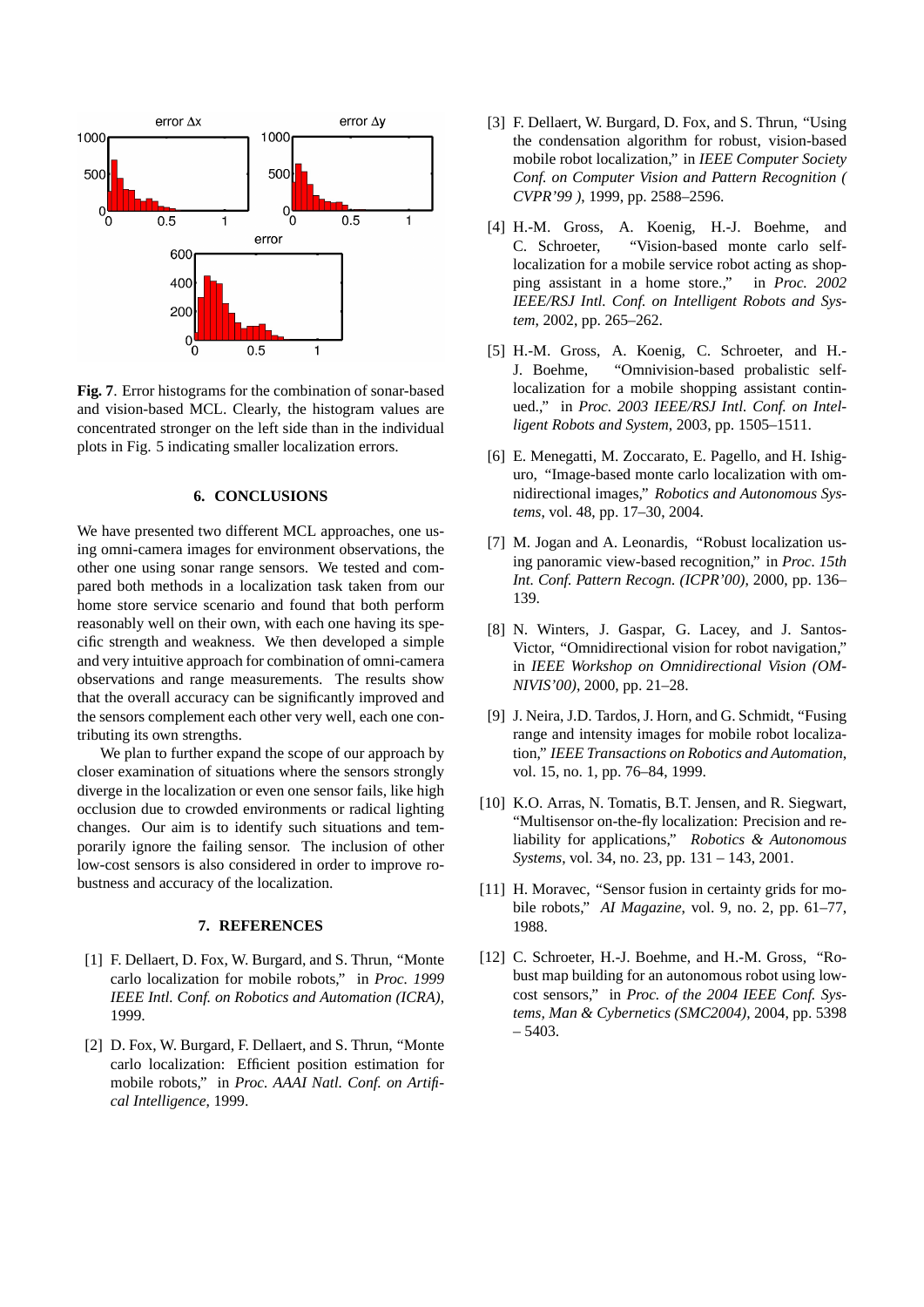error Δx

1000
500
0
0 0.5 1

error Δy

1000
500
0
0 0.5 1

error

600
400
200
0
0 0.5 1

**Fig. 7**. Error histograms for the combination of sonar-based and vision-based MCL. Clearly, the histogram values are concentrated stronger on the left side than in the individual plots in Fig. 5 indicating smaller localization errors.

## 6. CONCLUSIONS

We have presented two different MCL approaches, one using omni-camera images for environment observations, the other one using sonar range sensors. We tested and compared both methods in a localization task taken from our home store service scenario and found that both perform reasonably well on their own, with each one having its specific strength and weakness. We then developed a simple and very intuitive approach for combination of omni-camera observations and range measurements. The results show that the overall accuracy can be significantly improved and the sensors complement each other very well, each one contributing its own strengths.

We plan to further expand the scope of our approach by closer examination of situations where the sensors strongly diverge in the localization or even one sensor fails, like high occlusion due to crowded environments or radical lighting changes. Our aim is to identify such situations and temporarily ignore the failing sensor. The inclusion of other low-cost sensors is also considered in order to improve robustness and accuracy of the localization.

## 7. REFERENCES

[1] F. Dellaert, D. Fox, W. Burgard, and S. Thrun, "Monte carlo localization for mobile robots," in *Proc. 1999 IEEE Intl. Conf. on Robotics and Automation (ICRA)*, 1999.

[2] D. Fox, W. Burgard, F. Dellaert, and S. Thrun, "Monte carlo localization: Efficient position estimation for mobile robots," in *Proc. AAAI Natl. Conf. on Artifical Intelligence*, 1999.

[3] F. Dellaert, W. Burgard, D. Fox, and S. Thrun, "Using the condensation algorithm for robust, vision-based mobile robot localization," in *IEEE Computer Society Conf. on Computer Vision and Pattern Recognition ( CVPR'99 )*, 1999, pp. 2588–2596.

[4] H.-M. Gross, A. Koenig, H.-J. Boehme, and C. Schroeter, "Vision-based monte carlo self-localization for a mobile service robot acting as shopping assistant in a home store.," in *Proc. 2002 IEEE/RSJ Intl. Conf. on Intelligent Robots and System*, 2002, pp. 265–262.

[5] H.-M. Gross, A. Koenig, C. Schroeter, and H.-J. Boehme, "Omnivision-based probalistic self-localization for a mobile shopping assistant continued.," in *Proc. 2003 IEEE/RSJ Intl. Conf. on Intelligent Robots and System*, 2003, pp. 1505–1511.

[6] E. Menegatti, M. Zoccarato, E. Pagello, and H. Ishiguro, "Image-based monte carlo localization with omnidirectional images," *Robotics and Autonomous Systems*, vol. 48, pp. 17–30, 2004.

[7] M. Jogan and A. Leonardis, "Robust localization using panoramic view-based recognition," in *Proc. 15th Int. Conf. Pattern Recogn. (ICPR'00)*, 2000, pp. 136–139.

[8] N. Winters, J. Gaspar, G. Lacey, and J. Santos-Victor, "Omnidirectional vision for robot navigation," in *IEEE Workshop on Omnidirectional Vision (OMNIVIS'00)*, 2000, pp. 21–28.

[9] J. Neira, J.D. Tardos, J. Horn, and G. Schmidt, "Fusing range and intensity images for mobile robot localization," *IEEE Transactions on Robotics and Automation*, vol. 15, no. 1, pp. 76–84, 1999.

[10] K.O. Arras, N. Tomatis, B.T. Jensen, and R. Siegwart, "Multisensor on-the-fly localization: Precision and reliability for applications," *Robotics & Autonomous Systems*, vol. 34, no. 23, pp. 131 – 143, 2001.

[11] H. Moravec, "Sensor fusion in certainty grids for mobile robots," *AI Magazine*, vol. 9, no. 2, pp. 61–77, 1988.

[12] C. Schroeter, H.-J. Boehme, and H.-M. Gross, "Robust map building for an autonomous robot using low-cost sensors," in *Proc. of the 2004 IEEE Conf. Systems, Man & Cybernetics (SMC2004)*, 2004, pp. 5398 – 5403.